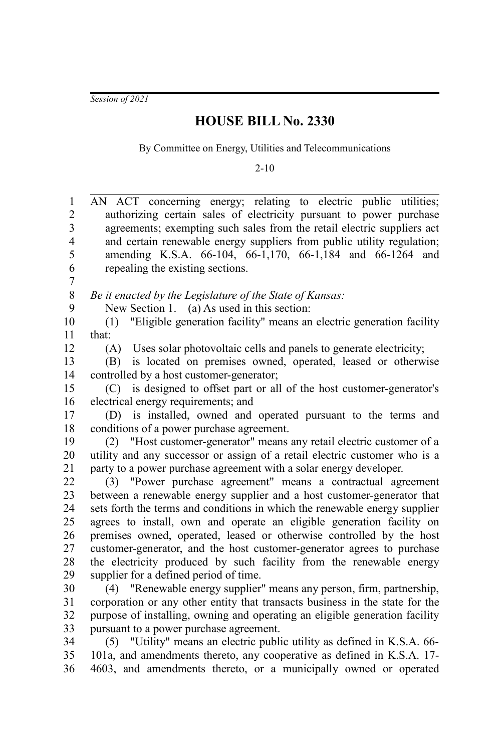*Session of 2021*

# HOUSE BILL No. 2330

By Committee on Energy, Utilities and Telecommunications

2-10

AN ACT concerning energy; relating to electric public utilities; authorizing certain sales of electricity pursuant to power purchase agreements; exempting such sales from the retail electric suppliers act and certain renewable energy suppliers from public utility regulation; amending K.S.A. 66-104, 66-1,170, 66-1,184 and 66-1264 and repealing the existing sections.

*Be it enacted by the Legislature of the State of Kansas:*

New Section 1. (a) As used in this section:

(1) "Eligible generation facility" means an electric generation facility that:

(A) Uses solar photovoltaic cells and panels to generate electricity;

(B) is located on premises owned, operated, leased or otherwise controlled by a host customer-generator;

(C) is designed to offset part or all of the host customer-generator's electrical energy requirements; and

(D) is installed, owned and operated pursuant to the terms and conditions of a power purchase agreement.

(2) "Host customer-generator" means any retail electric customer of a utility and any successor or assign of a retail electric customer who is a party to a power purchase agreement with a solar energy developer.

(3) "Power purchase agreement" means a contractual agreement between a renewable energy supplier and a host customer-generator that sets forth the terms and conditions in which the renewable energy supplier agrees to install, own and operate an eligible generation facility on premises owned, operated, leased or otherwise controlled by the host customer-generator, and the host customer-generator agrees to purchase the electricity produced by such facility from the renewable energy supplier for a defined period of time.

(4) "Renewable energy supplier" means any person, firm, partnership, corporation or any other entity that transacts business in the state for the purpose of installing, owning and operating an eligible generation facility pursuant to a power purchase agreement.

(5) "Utility" means an electric public utility as defined in K.S.A. 66-101a, and amendments thereto, any cooperative as defined in K.S.A. 17-4603, and amendments thereto, or a municipally owned or operated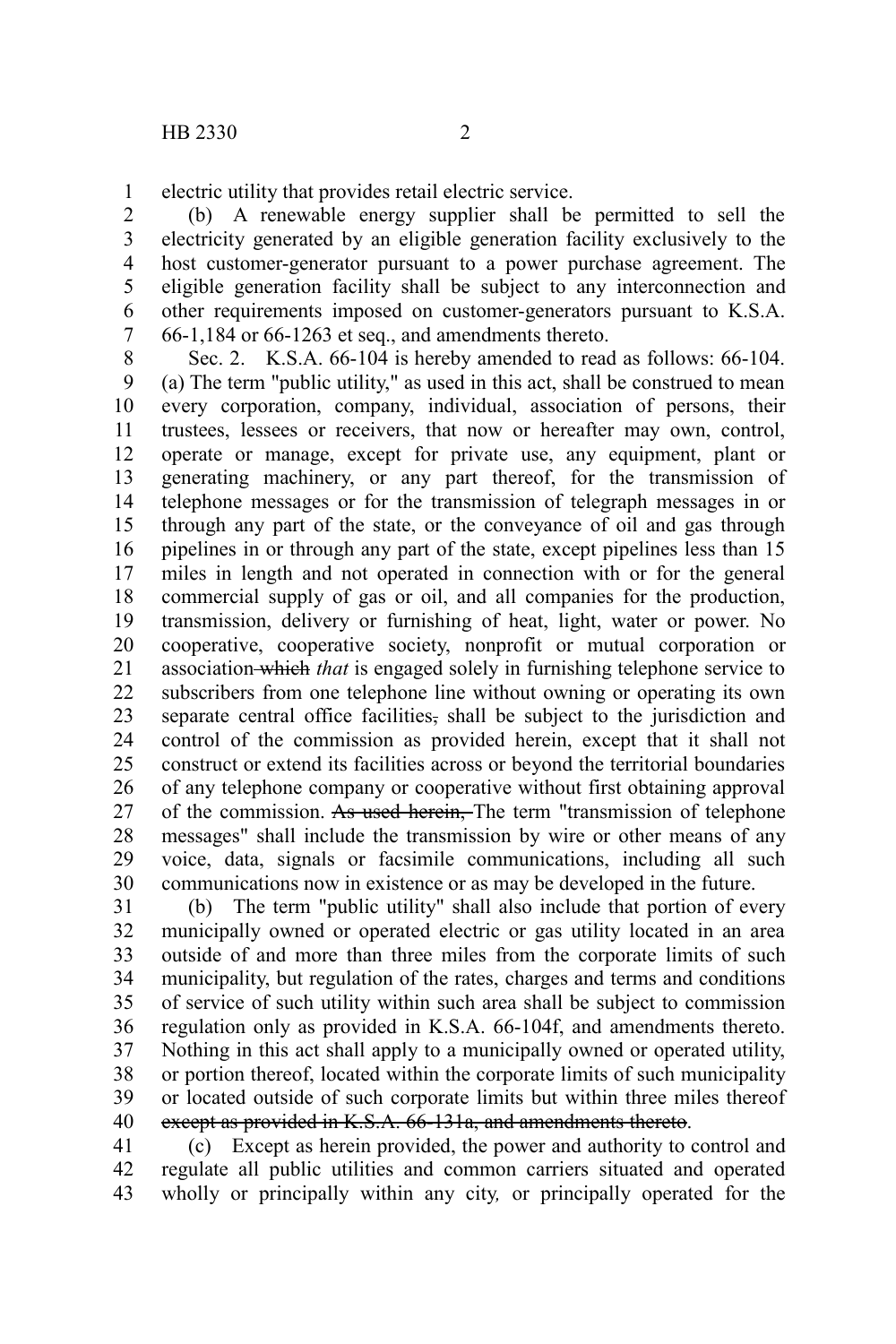electric utility that provides retail electric service.

(b) A renewable energy supplier shall be permitted to sell the electricity generated by an eligible generation facility exclusively to the host customer-generator pursuant to a power purchase agreement. The eligible generation facility shall be subject to any interconnection and other requirements imposed on customer-generators pursuant to K.S.A. 66-1,184 or 66-1263 et seq., and amendments thereto.

Sec. 2. K.S.A. 66-104 is hereby amended to read as follows: 66-104. (a) The term "public utility," as used in this act, shall be construed to mean every corporation, company, individual, association of persons, their trustees, lessees or receivers, that now or hereafter may own, control, operate or manage, except for private use, any equipment, plant or generating machinery, or any part thereof, for the transmission of telephone messages or for the transmission of telegraph messages in or through any part of the state, or the conveyance of oil and gas through pipelines in or through any part of the state, except pipelines less than 15 miles in length and not operated in connection with or for the general commercial supply of gas or oil, and all companies for the production, transmission, delivery or furnishing of heat, light, water or power. No cooperative, cooperative society, nonprofit or mutual corporation or association ~~which~~ *that* is engaged solely in furnishing telephone service to subscribers from one telephone line without owning or operating its own separate central office facilities~~,~~ shall be subject to the jurisdiction and control of the commission as provided herein, except that it shall not construct or extend its facilities across or beyond the territorial boundaries of any telephone company or cooperative without first obtaining approval of the commission. ~~As used herein,~~ The term "transmission of telephone messages" shall include the transmission by wire or other means of any voice, data, signals or facsimile communications, including all such communications now in existence or as may be developed in the future.

(b) The term "public utility" shall also include that portion of every municipally owned or operated electric or gas utility located in an area outside of and more than three miles from the corporate limits of such municipality, but regulation of the rates, charges and terms and conditions of service of such utility within such area shall be subject to commission regulation only as provided in K.S.A. 66-104f, and amendments thereto. Nothing in this act shall apply to a municipally owned or operated utility, or portion thereof, located within the corporate limits of such municipality or located outside of such corporate limits but within three miles thereof ~~except as provided in K.S.A. 66-131a, and amendments thereto~~.

(c) Except as herein provided, the power and authority to control and regulate all public utilities and common carriers situated and operated wholly or principally within any city*,* or principally operated for the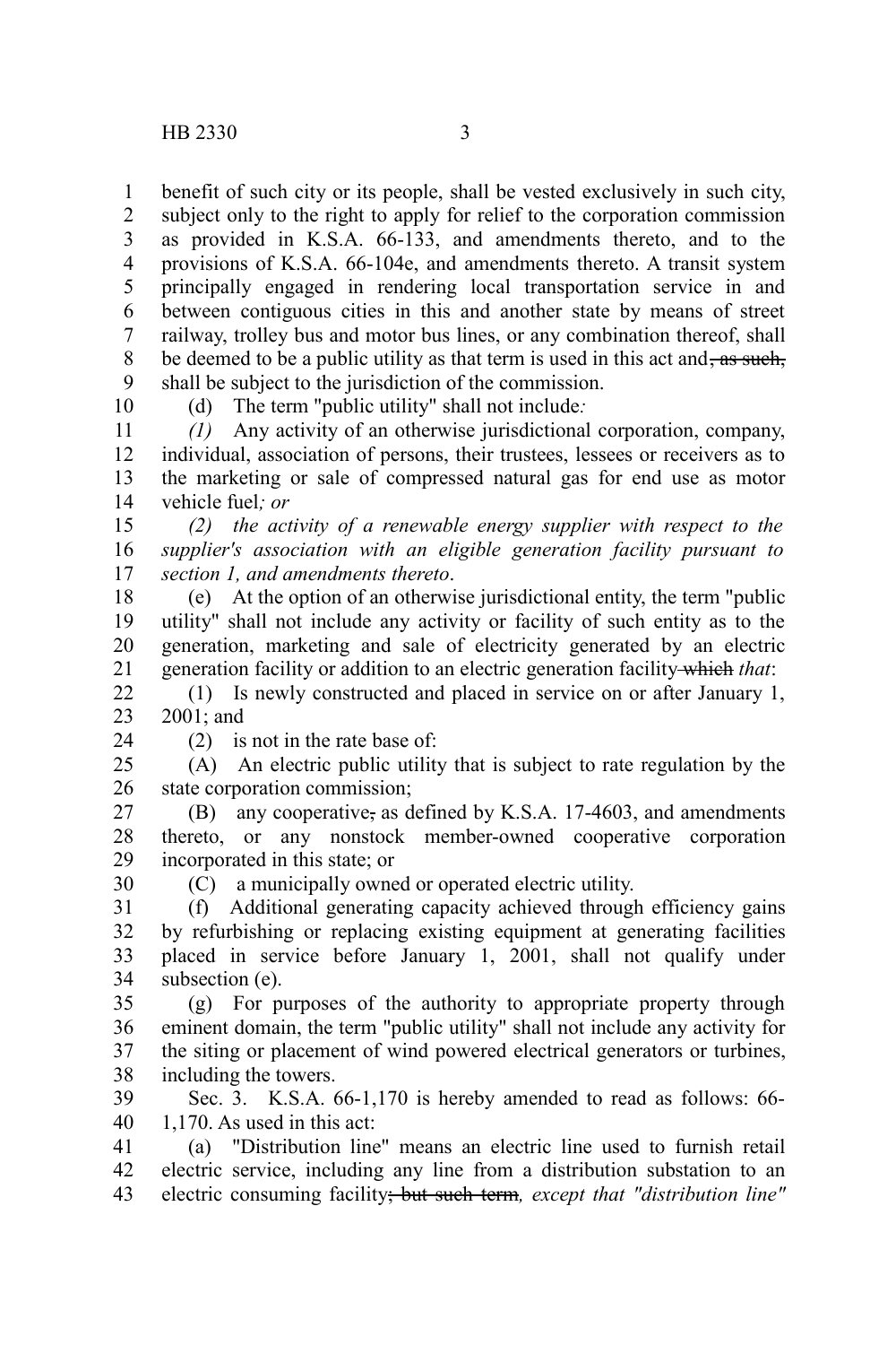benefit of such city or its people, shall be vested exclusively in such city, subject only to the right to apply for relief to the corporation commission as provided in K.S.A. 66-133, and amendments thereto, and to the provisions of K.S.A. 66-104e, and amendments thereto. A transit system principally engaged in rendering local transportation service in and between contiguous cities in this and another state by means of street railway, trolley bus and motor bus lines, or any combination thereof, shall be deemed to be a public utility as that term is used in this act and~~, as such,~~ shall be subject to the jurisdiction of the commission.

(d) The term "public utility" shall not include*:*

*(1)* Any activity of an otherwise jurisdictional corporation, company, individual, association of persons, their trustees, lessees or receivers as to the marketing or sale of compressed natural gas for end use as motor vehicle fuel*; or*

*(2) the activity of a renewable energy supplier with respect to the supplier's association with an eligible generation facility pursuant to section 1, and amendments thereto*.

(e) At the option of an otherwise jurisdictional entity, the term "public utility" shall not include any activity or facility of such entity as to the generation, marketing and sale of electricity generated by an electric generation facility or addition to an electric generation facility ~~which~~ *that*:

(1) Is newly constructed and placed in service on or after January 1, 2001; and

(2) is not in the rate base of:

(A) An electric public utility that is subject to rate regulation by the state corporation commission;

(B) any cooperative~~,~~ as defined by K.S.A. 17-4603, and amendments thereto, or any nonstock member-owned cooperative corporation incorporated in this state; or

(C) a municipally owned or operated electric utility.

(f) Additional generating capacity achieved through efficiency gains by refurbishing or replacing existing equipment at generating facilities placed in service before January 1, 2001, shall not qualify under subsection (e).

(g) For purposes of the authority to appropriate property through eminent domain, the term "public utility" shall not include any activity for the siting or placement of wind powered electrical generators or turbines, including the towers.

Sec. 3. K.S.A. 66-1,170 is hereby amended to read as follows: 66-1,170. As used in this act:

(a) "Distribution line" means an electric line used to furnish retail electric service, including any line from a distribution substation to an electric consuming facility~~; but such term~~*, except that "distribution line"*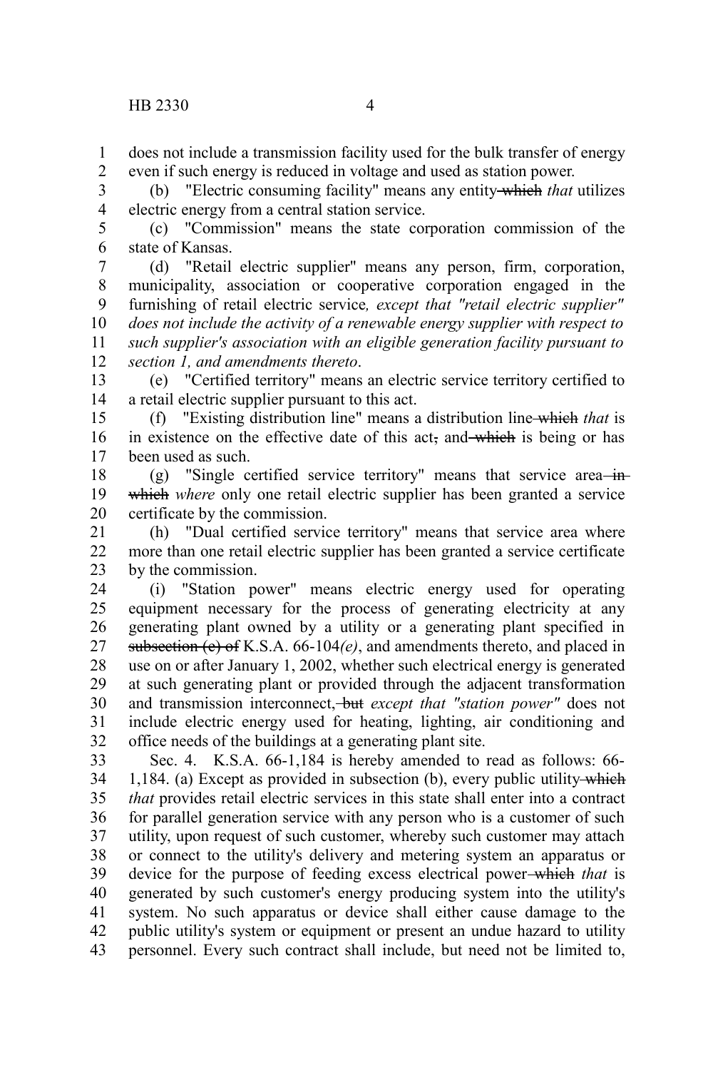does not include a transmission facility used for the bulk transfer of energy even if such energy is reduced in voltage and used as station power.

(b) "Electric consuming facility" means any entity ~~which~~ *that* utilizes electric energy from a central station service.

(c) "Commission" means the state corporation commission of the state of Kansas.

(d) "Retail electric supplier" means any person, firm, corporation, municipality, association or cooperative corporation engaged in the furnishing of retail electric service*, except that "retail electric supplier" does not include the activity of a renewable energy supplier with respect to such supplier's association with an eligible generation facility pursuant to section 1, and amendments thereto*.

(e) "Certified territory" means an electric service territory certified to a retail electric supplier pursuant to this act.

(f) "Existing distribution line" means a distribution line ~~which~~ *that* is in existence on the effective date of this act~~,~~ and ~~which~~ is being or has been used as such.

(g) "Single certified service territory" means that service area ~~in which~~ *where* only one retail electric supplier has been granted a service certificate by the commission.

(h) "Dual certified service territory" means that service area where more than one retail electric supplier has been granted a service certificate by the commission.

(i) "Station power" means electric energy used for operating equipment necessary for the process of generating electricity at any generating plant owned by a utility or a generating plant specified in ~~subsection (e) of~~ K.S.A. 66-104*(e)*, and amendments thereto, and placed in use on or after January 1, 2002, whether such electrical energy is generated at such generating plant or provided through the adjacent transformation and transmission interconnect, ~~but~~ *except that "station power"* does not include electric energy used for heating, lighting, air conditioning and office needs of the buildings at a generating plant site.

Sec. 4. K.S.A. 66-1,184 is hereby amended to read as follows: 66-1,184. (a) Except as provided in subsection (b), every public utility ~~which~~ *that* provides retail electric services in this state shall enter into a contract for parallel generation service with any person who is a customer of such utility, upon request of such customer, whereby such customer may attach or connect to the utility's delivery and metering system an apparatus or device for the purpose of feeding excess electrical power ~~which~~ *that* is generated by such customer's energy producing system into the utility's system. No such apparatus or device shall either cause damage to the public utility's system or equipment or present an undue hazard to utility personnel. Every such contract shall include, but need not be limited to,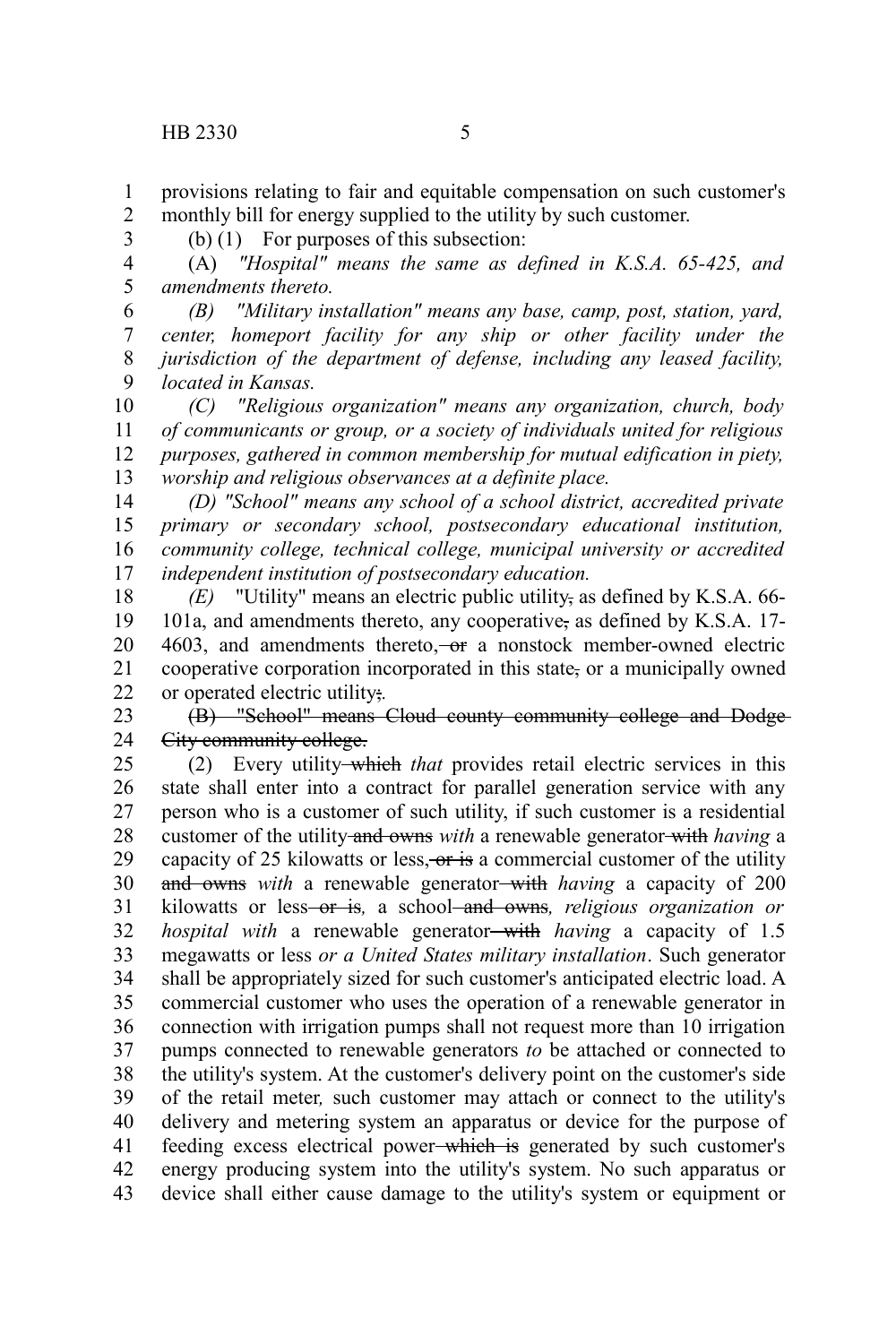provisions relating to fair and equitable compensation on such customer's monthly bill for energy supplied to the utility by such customer.

(b) (1) For purposes of this subsection:

(A) *"Hospital" means the same as defined in K.S.A. 65-425, and amendments thereto.*

*(B) "Military installation" means any base, camp, post, station, yard, center, homeport facility for any ship or other facility under the jurisdiction of the department of defense, including any leased facility, located in Kansas.*

*(C) "Religious organization" means any organization, church, body of communicants or group, or a society of individuals united for religious purposes, gathered in common membership for mutual edification in piety, worship and religious observances at a definite place.*

*(D) "School" means any school of a school district, accredited private primary or secondary school, postsecondary educational institution, community college, technical college, municipal university or accredited independent institution of postsecondary education.*

*(E)* "Utility" means an electric public utility~~,~~ as defined by K.S.A. 66-101a, and amendments thereto, any cooperative~~,~~ as defined by K.S.A. 17-4603, and amendments thereto, ~~or~~ a nonstock member-owned electric cooperative corporation incorporated in this state~~,~~ or a municipally owned or operated electric utility~~;~~.

~~(B) "School" means Cloud county community college and Dodge City community college.~~

(2) Every utility ~~which~~ *that* provides retail electric services in this state shall enter into a contract for parallel generation service with any person who is a customer of such utility, if such customer is a residential customer of the utility ~~and owns~~ *with* a renewable generator ~~with~~ *having* a capacity of 25 kilowatts or less, ~~or is~~ a commercial customer of the utility ~~and owns~~ *with* a renewable generator ~~with~~ *having* a capacity of 200 kilowatts or less ~~or is~~*,* a school ~~and owns~~*, religious organization or hospital with* a renewable generator ~~with~~ *having* a capacity of 1.5 megawatts or less *or a United States military installation*. Such generator shall be appropriately sized for such customer's anticipated electric load. A commercial customer who uses the operation of a renewable generator in connection with irrigation pumps shall not request more than 10 irrigation pumps connected to renewable generators *to* be attached or connected to the utility's system. At the customer's delivery point on the customer's side of the retail meter*,* such customer may attach or connect to the utility's delivery and metering system an apparatus or device for the purpose of feeding excess electrical power ~~which is~~ generated by such customer's energy producing system into the utility's system. No such apparatus or device shall either cause damage to the utility's system or equipment or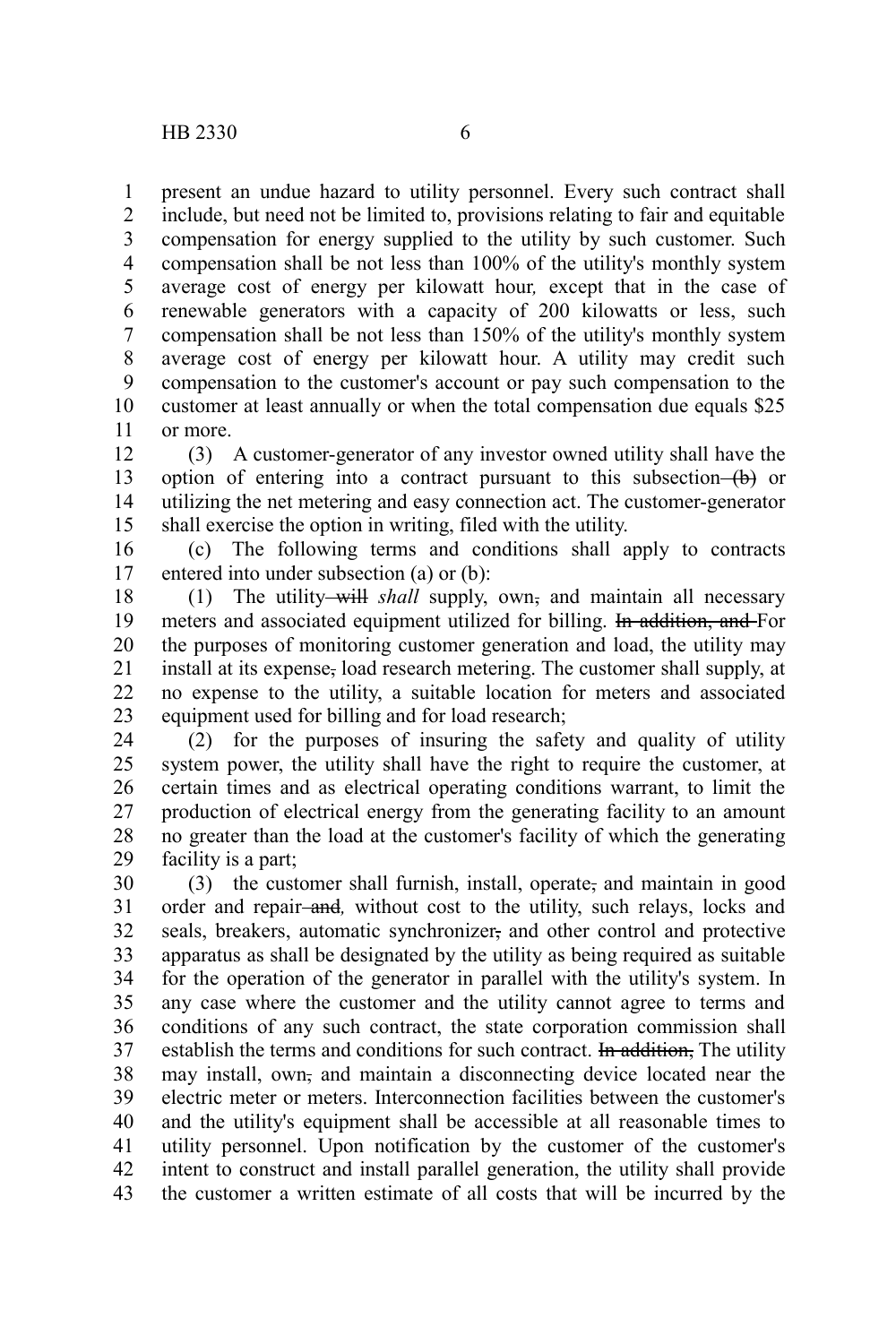present an undue hazard to utility personnel. Every such contract shall include, but need not be limited to, provisions relating to fair and equitable compensation for energy supplied to the utility by such customer. Such compensation shall be not less than 100% of the utility's monthly system average cost of energy per kilowatt hour*,* except that in the case of renewable generators with a capacity of 200 kilowatts or less, such compensation shall be not less than 150% of the utility's monthly system average cost of energy per kilowatt hour. A utility may credit such compensation to the customer's account or pay such compensation to the customer at least annually or when the total compensation due equals $25 or more.

(3) A customer-generator of any investor owned utility shall have the option of entering into a contract pursuant to this subsection ~~(b)~~ or utilizing the net metering and easy connection act. The customer-generator shall exercise the option in writing, filed with the utility.

(c) The following terms and conditions shall apply to contracts entered into under subsection (a) or (b):

(1) The utility ~~will~~ *shall* supply, own~~,~~ and maintain all necessary meters and associated equipment utilized for billing. ~~In addition, and~~ For the purposes of monitoring customer generation and load, the utility may install at its expense~~,~~ load research metering. The customer shall supply, at no expense to the utility, a suitable location for meters and associated equipment used for billing and for load research;

(2) for the purposes of insuring the safety and quality of utility system power, the utility shall have the right to require the customer, at certain times and as electrical operating conditions warrant, to limit the production of electrical energy from the generating facility to an amount no greater than the load at the customer's facility of which the generating facility is a part;

(3) the customer shall furnish, install, operate~~,~~ and maintain in good order and repair ~~and~~*,* without cost to the utility, such relays, locks and seals, breakers, automatic synchronizer~~,~~ and other control and protective apparatus as shall be designated by the utility as being required as suitable for the operation of the generator in parallel with the utility's system. In any case where the customer and the utility cannot agree to terms and conditions of any such contract, the state corporation commission shall establish the terms and conditions for such contract. ~~In addition,~~ The utility may install, own~~,~~ and maintain a disconnecting device located near the electric meter or meters. Interconnection facilities between the customer's and the utility's equipment shall be accessible at all reasonable times to utility personnel. Upon notification by the customer of the customer's intent to construct and install parallel generation, the utility shall provide the customer a written estimate of all costs that will be incurred by the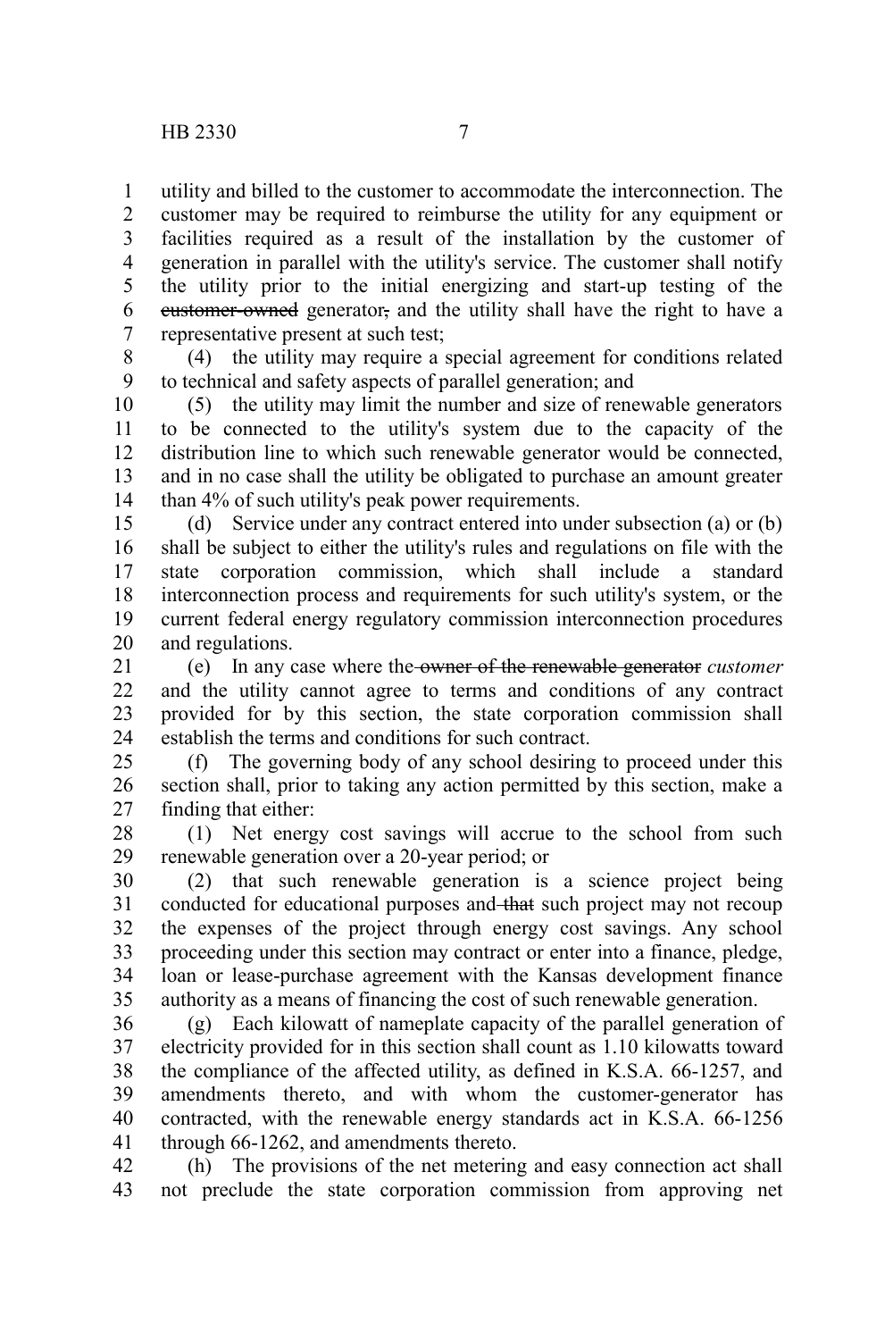utility and billed to the customer to accommodate the interconnection. The customer may be required to reimburse the utility for any equipment or facilities required as a result of the installation by the customer of generation in parallel with the utility's service. The customer shall notify the utility prior to the initial energizing and start-up testing of the ~~customer-owned~~ generator~~,~~ and the utility shall have the right to have a representative present at such test;

(4) the utility may require a special agreement for conditions related to technical and safety aspects of parallel generation; and

(5) the utility may limit the number and size of renewable generators to be connected to the utility's system due to the capacity of the distribution line to which such renewable generator would be connected, and in no case shall the utility be obligated to purchase an amount greater than 4% of such utility's peak power requirements.

(d) Service under any contract entered into under subsection (a) or (b) shall be subject to either the utility's rules and regulations on file with the state corporation commission, which shall include a standard interconnection process and requirements for such utility's system, or the current federal energy regulatory commission interconnection procedures and regulations.

(e) In any case where the ~~owner of the renewable generator~~ *customer* and the utility cannot agree to terms and conditions of any contract provided for by this section, the state corporation commission shall establish the terms and conditions for such contract.

(f) The governing body of any school desiring to proceed under this section shall, prior to taking any action permitted by this section, make a finding that either:

(1) Net energy cost savings will accrue to the school from such renewable generation over a 20-year period; or

(2) that such renewable generation is a science project being conducted for educational purposes and ~~that~~ such project may not recoup the expenses of the project through energy cost savings. Any school proceeding under this section may contract or enter into a finance, pledge, loan or lease-purchase agreement with the Kansas development finance authority as a means of financing the cost of such renewable generation.

(g) Each kilowatt of nameplate capacity of the parallel generation of electricity provided for in this section shall count as 1.10 kilowatts toward the compliance of the affected utility, as defined in K.S.A. 66-1257, and amendments thereto, and with whom the customer-generator has contracted, with the renewable energy standards act in K.S.A. 66-1256 through 66-1262, and amendments thereto.

(h) The provisions of the net metering and easy connection act shall not preclude the state corporation commission from approving net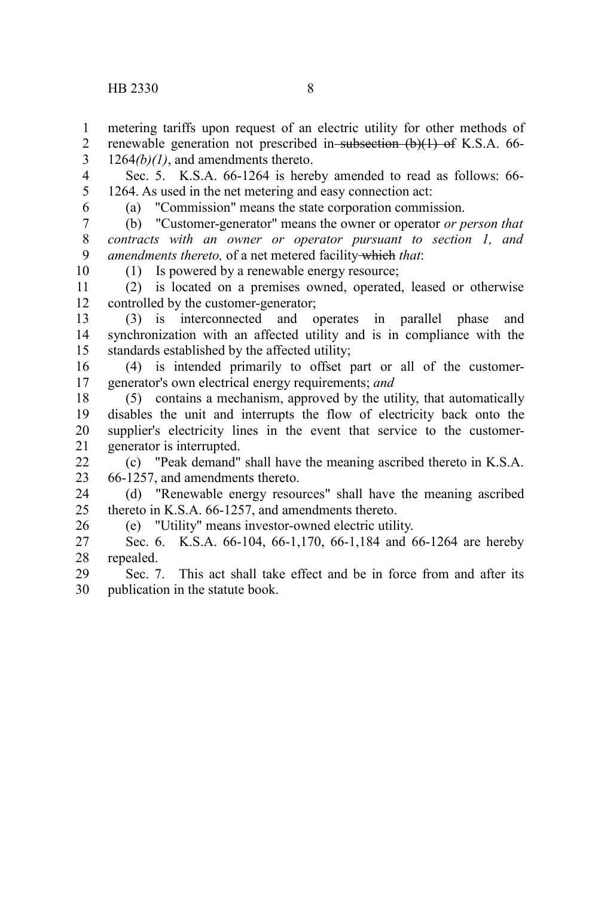metering tariffs upon request of an electric utility for other methods of renewable generation not prescribed in ~~subsection (b)(1) of~~ K.S.A. 66-1264*(b)(1)*, and amendments thereto.

Sec. 5. K.S.A. 66-1264 is hereby amended to read as follows: 66-1264. As used in the net metering and easy connection act:

(a) "Commission" means the state corporation commission.

(b) "Customer-generator" means the owner or operator *or person that contracts with an owner or operator pursuant to section 1, and amendments thereto,* of a net metered facility ~~which~~ *that*:

(1) Is powered by a renewable energy resource;

(2) is located on a premises owned, operated, leased or otherwise controlled by the customer-generator;

(3) is interconnected and operates in parallel phase and synchronization with an affected utility and is in compliance with the standards established by the affected utility;

(4) is intended primarily to offset part or all of the customer-generator's own electrical energy requirements; *and*

(5) contains a mechanism, approved by the utility, that automatically disables the unit and interrupts the flow of electricity back onto the supplier's electricity lines in the event that service to the customer-generator is interrupted.

(c) "Peak demand" shall have the meaning ascribed thereto in K.S.A. 66-1257, and amendments thereto.

(d) "Renewable energy resources" shall have the meaning ascribed thereto in K.S.A. 66-1257, and amendments thereto.

(e) "Utility" means investor-owned electric utility.

Sec. 6. K.S.A. 66-104, 66-1,170, 66-1,184 and 66-1264 are hereby repealed.

Sec. 7. This act shall take effect and be in force from and after its publication in the statute book.